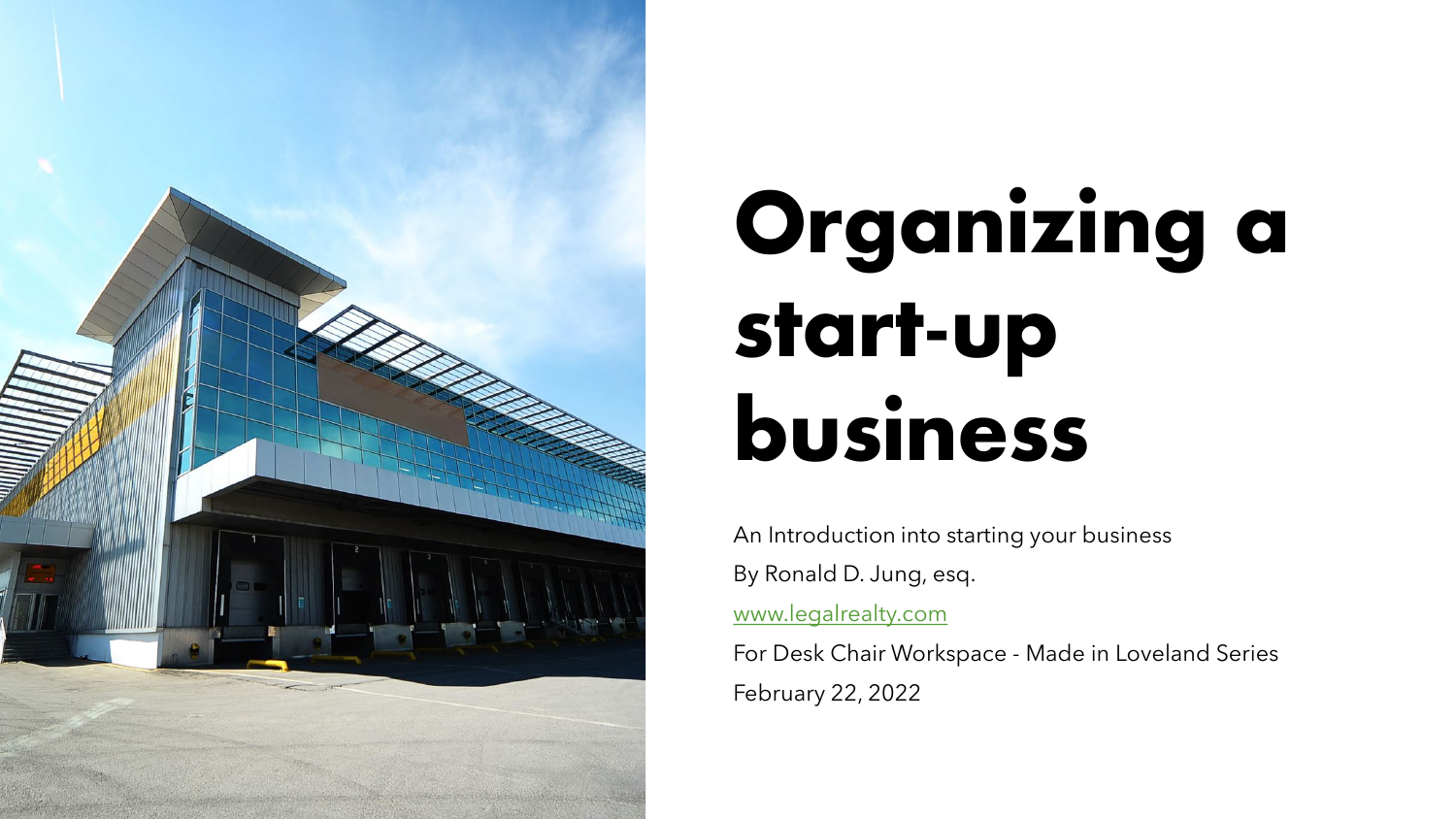# Organizing a start-up business

An Introduction into starting your business

By Ronald D. Jung, esq.

[www.legalrealty.com](http://www.legalrealty.com)

For Desk Chair Workspace - Made in Loveland Series

February 22, 2022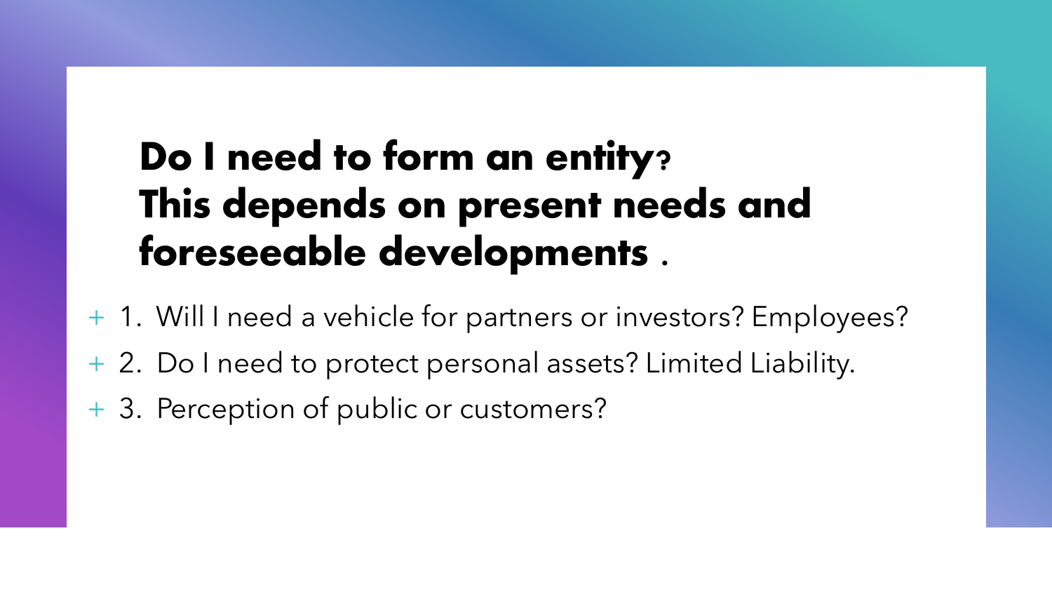# Do I need to form an entity? This depends on present needs and foreseeable developments .

- 1. Will I need a vehicle for partners or investors? Employees?
- 2. Do I need to protect personal assets? Limited Liability.
- 3. Perception of public or customers?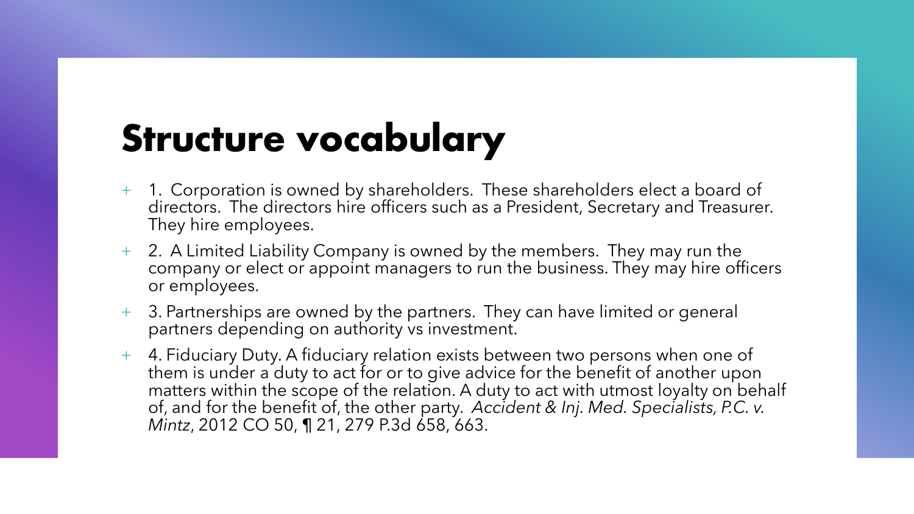# Structure vocabulary

- 1. Corporation is owned by shareholders. These shareholders elect a board of directors. The directors hire officers such as a President, Secretary and Treasurer. They hire employees.
- 2. A Limited Liability Company is owned by the members. They may run the company or elect or appoint managers to run the business. They may hire officers or employees.
- 3. Partnerships are owned by the partners. They can have limited or general partners depending on authority vs investment.
- 4. Fiduciary Duty. A fiduciary relation exists between two persons when one of them is under a duty to act for or to give advice for the benefit of another upon matters within the scope of the relation. A duty to act with utmost loyalty on behalf of, and for the benefit of, the other party. *Accident & Inj. Med. Specialists, P.C. v. Mintz*, 2012 CO 50, ¶ 21, 279 P.3d 658, 663.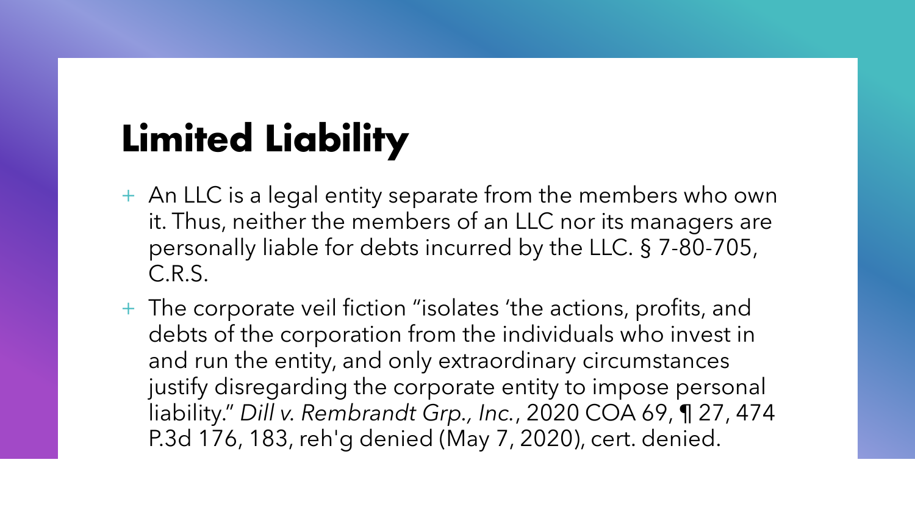# Limited Liability

- An LLC is a legal entity separate from the members who own it. Thus, neither the members of an LLC nor its managers are personally liable for debts incurred by the LLC. § 7-80-705, C.R.S.
- The corporate veil fiction "isolates 'the actions, profits, and debts of the corporation from the individuals who invest in and run the entity, and only extraordinary circumstances justify disregarding the corporate entity to impose personal liability." *Dill v. Rembrandt Grp., Inc.*, 2020 COA 69, ¶ 27, 474 P.3d 176, 183, reh'g denied (May 7, 2020), cert. denied.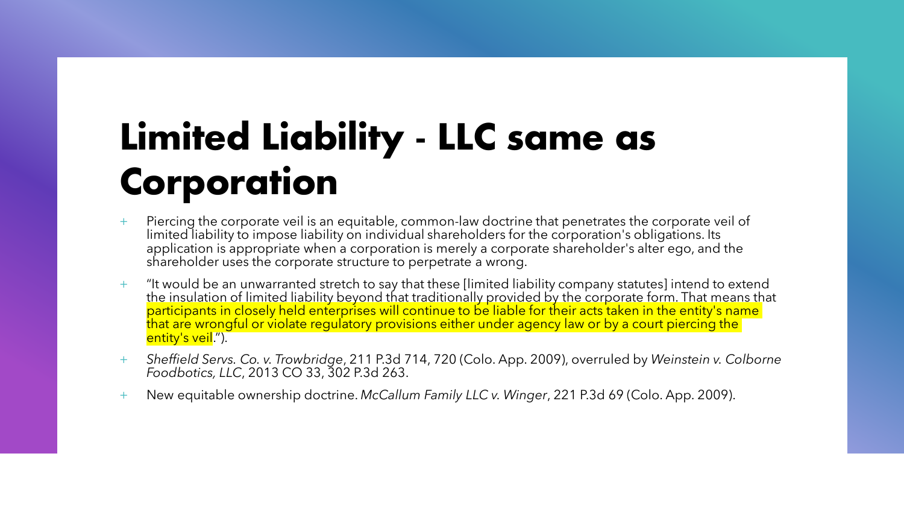# Limited Liability - LLC same as Corporation

- Piercing the corporate veil is an equitable, common-law doctrine that penetrates the corporate veil of limited liability to impose liability on individual shareholders for the corporation's obligations. Its application is appropriate when a corporation is merely a corporate shareholder's alter ego, and the shareholder uses the corporate structure to perpetrate a wrong.
- "It would be an unwarranted stretch to say that these [limited liability company statutes] intend to extend the insulation of limited liability beyond that traditionally provided by the corporate form. That means that participants in closely held enterprises will continue to be liable for their acts taken in the entity's name that are wrongful or violate regulatory provisions either under agency law or by a court piercing the entity's veil.").
- *Sheffield Servs. Co. v. Trowbridge*, 211 P.3d 714, 720 (Colo. App. 2009), overruled by *Weinstein v. Colborne Foodbotics, LLC*, 2013 CO 33, 302 P.3d 263.
- New equitable ownership doctrine. *McCallum Family LLC v. Winger*, 221 P.3d 69 (Colo. App. 2009).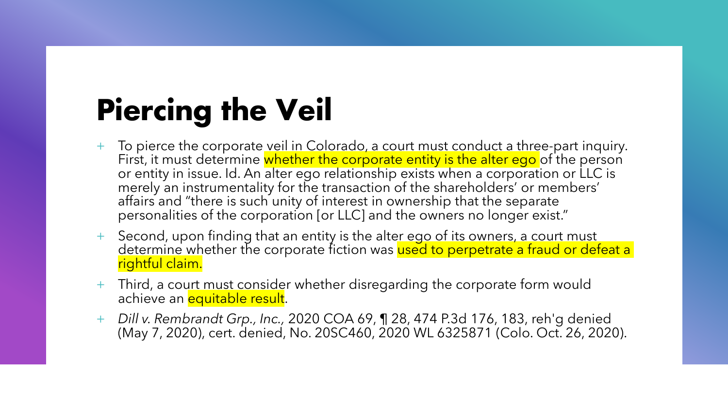# Piercing the Veil

- To pierce the corporate veil in Colorado, a court must conduct a three-part inquiry. First, it must determine whether the corporate entity is the alter ego of the person or entity in issue. Id. An alter ego relationship exists when a corporation or LLC is merely an instrumentality for the transaction of the shareholders' or members' affairs and "there is such unity of interest in ownership that the separate personalities of the corporation [or LLC] and the owners no longer exist."
- Second, upon finding that an entity is the alter ego of its owners, a court must determine whether the corporate fiction was used to perpetrate a fraud or defeat a rightful claim.
- Third, a court must consider whether disregarding the corporate form would achieve an equitable result.
- *Dill v. Rembrandt Grp., Inc.,* 2020 COA 69, ¶ 28, 474 P.3d 176, 183, reh'g denied (May 7, 2020), cert. denied, No. 20SC460, 2020 WL 6325871 (Colo. Oct. 26, 2020).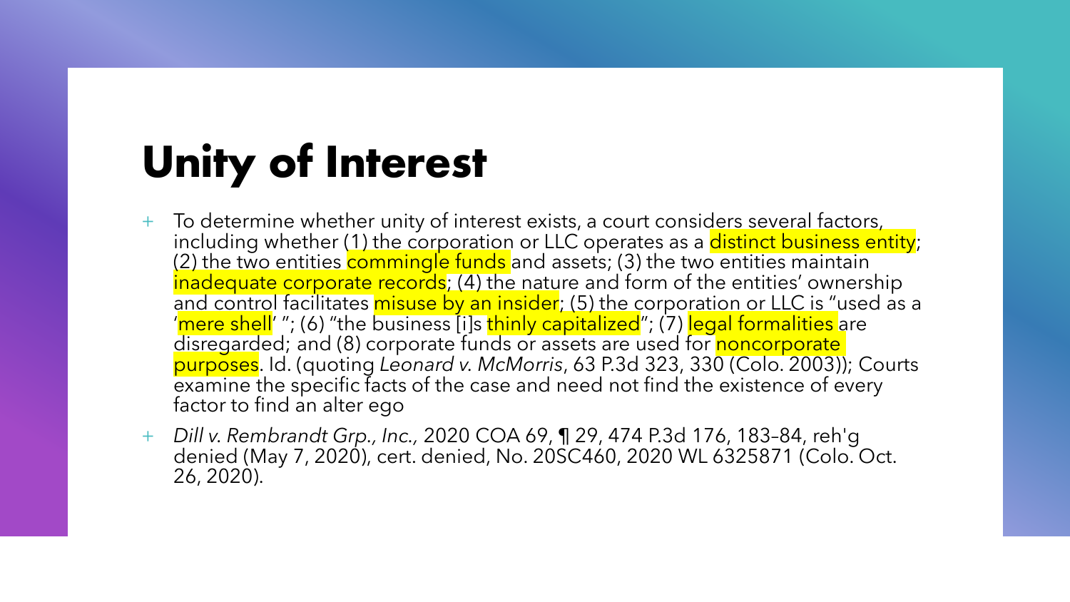# Unity of Interest

- To determine whether unity of interest exists, a court considers several factors, including whether (1) the corporation or LLC operates as a distinct business entity; (2) the two entities commingle funds and assets; (3) the two entities maintain inadequate corporate records; (4) the nature and form of the entities' ownership and control facilitates misuse by an insider; (5) the corporation or LLC is "used as a 'mere shell' "; (6) "the business [i]s thinly capitalized"; (7) legal formalities are disregarded; and (8) corporate funds or assets are used for noncorporate purposes. Id. (quoting *Leonard v. McMorris*, 63 P.3d 323, 330 (Colo. 2003)); Courts examine the specific facts of the case and need not find the existence of every factor to find an alter ego
- *Dill v. Rembrandt Grp., Inc.,* 2020 COA 69, ¶ 29, 474 P.3d 176, 183–84, reh'g denied (May 7, 2020), cert. denied, No. 20SC460, 2020 WL 6325871 (Colo. Oct. 26, 2020).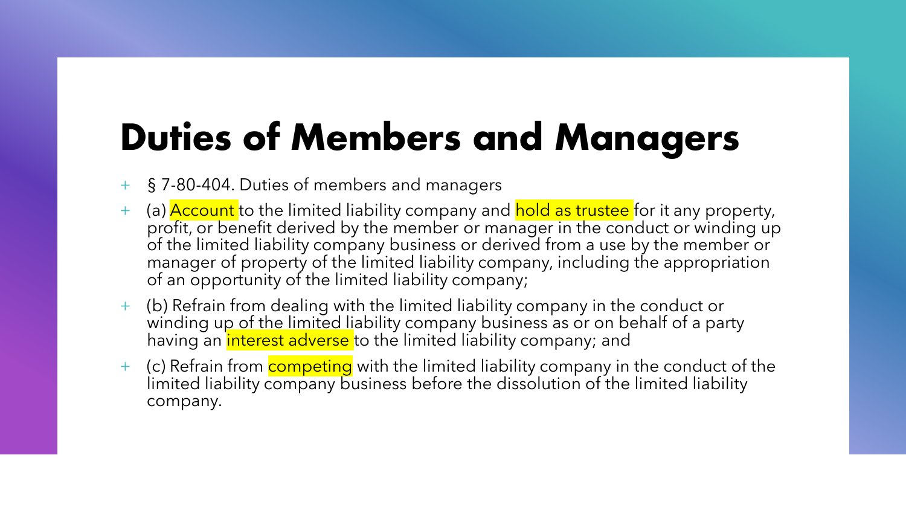# Duties of Members and Managers

- § 7-80-404. Duties of members and managers
- (a) Account to the limited liability company and hold as trustee for it any property, profit, or benefit derived by the member or manager in the conduct or winding up of the limited liability company business or derived from a use by the member or manager of property of the limited liability company, including the appropriation of an opportunity of the limited liability company;
- (b) Refrain from dealing with the limited liability company in the conduct or winding up of the limited liability company business as or on behalf of a party having an interest adverse to the limited liability company; and
- (c) Refrain from competing with the limited liability company in the conduct of the limited liability company business before the dissolution of the limited liability company.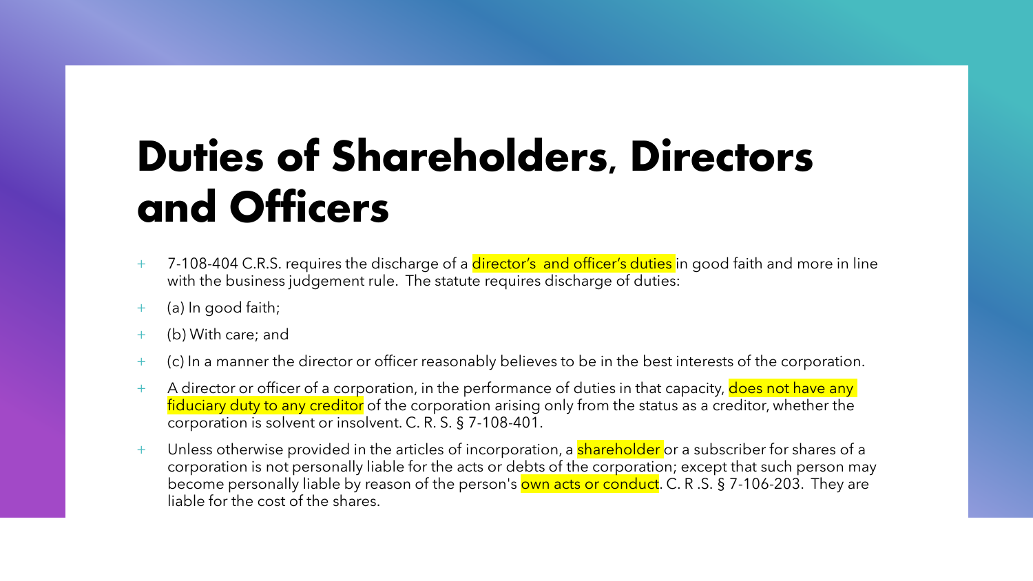# Duties of Shareholders, Directors and Officers

- 7-108-404 C.R.S. requires the discharge of a director's and officer's duties in good faith and more in line with the business judgement rule. The statute requires discharge of duties:
- (a) In good faith;
- (b) With care; and
- (c) In a manner the director or officer reasonably believes to be in the best interests of the corporation.
- A director or officer of a corporation, in the performance of duties in that capacity, does not have any fiduciary duty to any creditor of the corporation arising only from the status as a creditor, whether the corporation is solvent or insolvent. C. R. S. § 7-108-401.
- Unless otherwise provided in the articles of incorporation, a shareholder or a subscriber for shares of a corporation is not personally liable for the acts or debts of the corporation; except that such person may become personally liable by reason of the person's own acts or conduct. C. R .S. § 7-106-203. They are liable for the cost of the shares.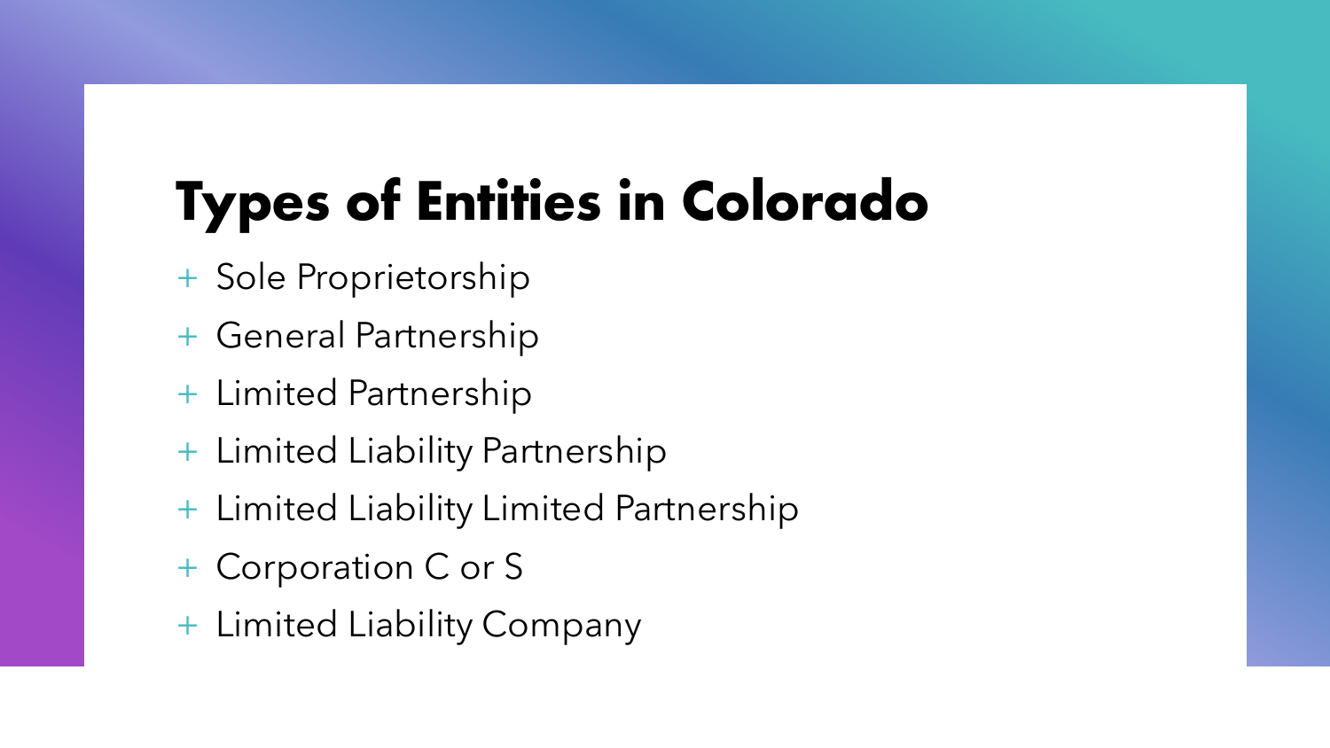# Types of Entities in Colorado

- Sole Proprietorship
- General Partnership
- Limited Partnership
- Limited Liability Partnership
- Limited Liability Limited Partnership
- Corporation C or S
- Limited Liability Company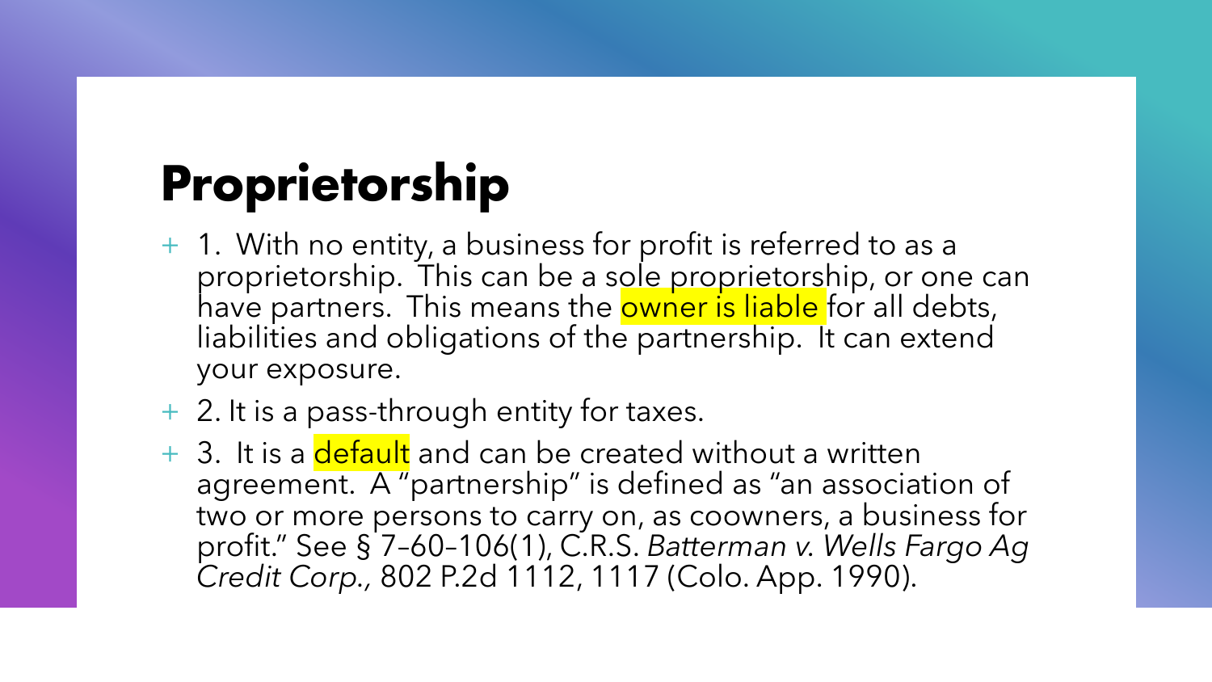# Proprietorship

- 1. With no entity, a business for profit is referred to as a proprietorship. This can be a sole proprietorship, or one can have partners. This means the owner is liable for all debts, liabilities and obligations of the partnership. It can extend your exposure.
- 2. It is a pass-through entity for taxes.
- 3. It is a default and can be created without a written agreement. A "partnership" is defined as "an association of two or more persons to carry on, as coowners, a business for profit." See § 7–60–106(1), C.R.S. *Batterman v. Wells Fargo Ag Credit Corp.,* 802 P.2d 1112, 1117 (Colo. App. 1990).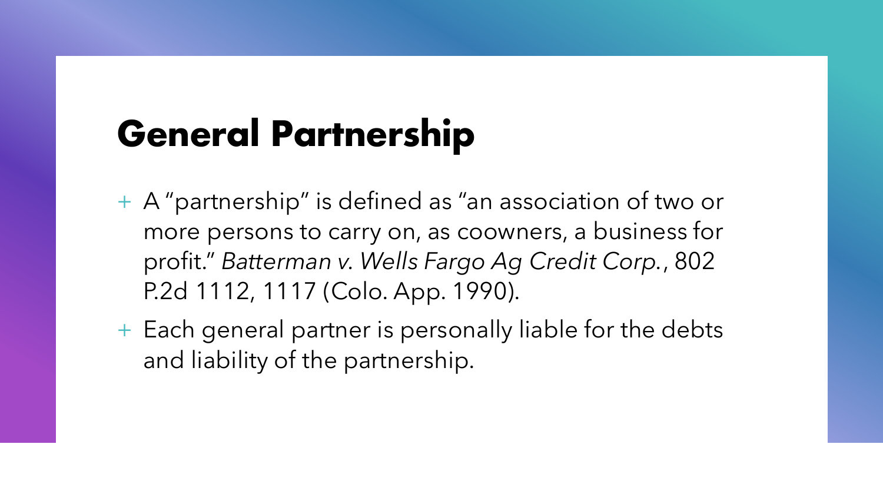# General Partnership

- A "partnership" is defined as "an association of two or more persons to carry on, as coowners, a business for profit." *Batterman v. Wells Fargo Ag Credit Corp.*, 802 P.2d 1112, 1117 (Colo. App. 1990).
- Each general partner is personally liable for the debts and liability of the partnership.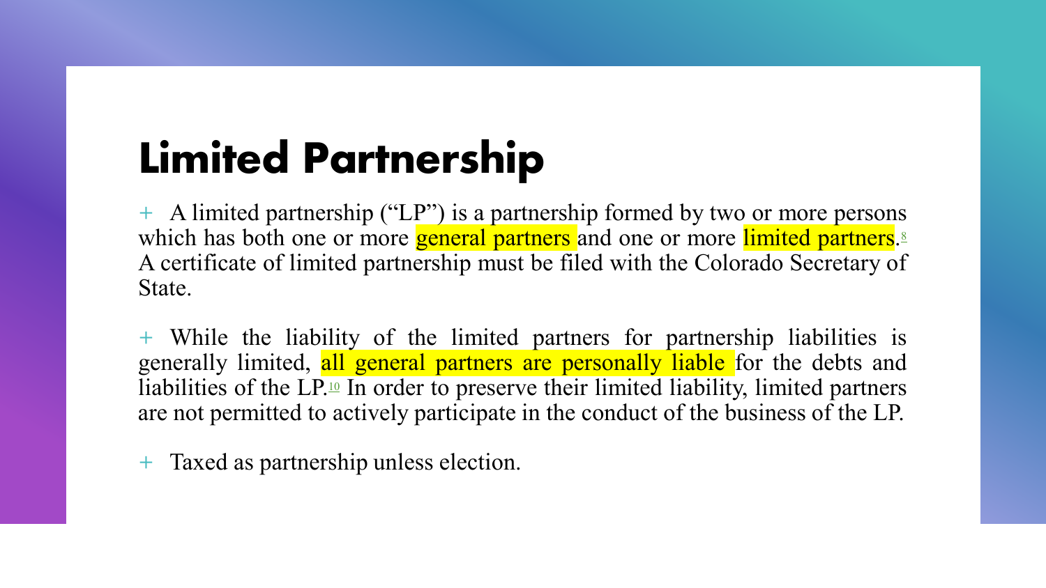# Limited Partnership

- A limited partnership ("LP") is a partnership formed by two or more persons which has both one or more general partners and one or more limited partners.[8] A certificate of limited partnership must be filed with the Colorado Secretary of State.

- While the liability of the limited partners for partnership liabilities is generally limited, all general partners are personally liable for the debts and liabilities of the LP.[10] In order to preserve their limited liability, limited partners are not permitted to actively participate in the conduct of the business of the LP.

- Taxed as partnership unless election.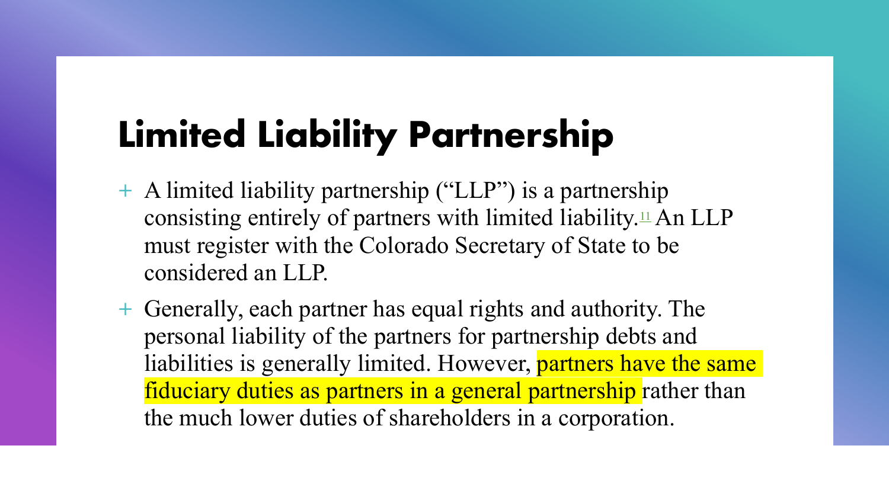# Limited Liability Partnership

+ A limited liability partnership ("LLP") is a partnership consisting entirely of partners with limited liability.[11] An LLP must register with the Colorado Secretary of State to be considered an LLP.
+ Generally, each partner has equal rights and authority. The personal liability of the partners for partnership debts and liabilities is generally limited. However, partners have the same fiduciary duties as partners in a general partnership rather than the much lower duties of shareholders in a corporation.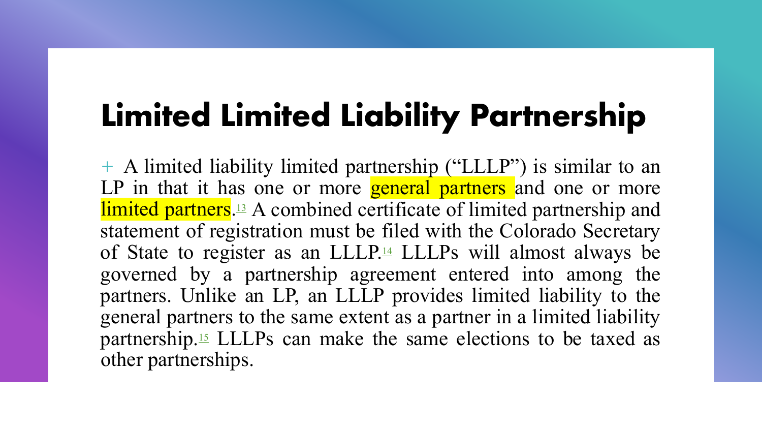# Limited Limited Liability Partnership

- A limited liability limited partnership ("LLLP") is similar to an LP in that it has one or more general partners and one or more limited partners.[13] A combined certificate of limited partnership and statement of registration must be filed with the Colorado Secretary of State to register as an LLLP.[14] LLLPs will almost always be governed by a partnership agreement entered into among the partners. Unlike an LP, an LLLP provides limited liability to the general partners to the same extent as a partner in a limited liability partnership.[15] LLLPs can make the same elections to be taxed as other partnerships.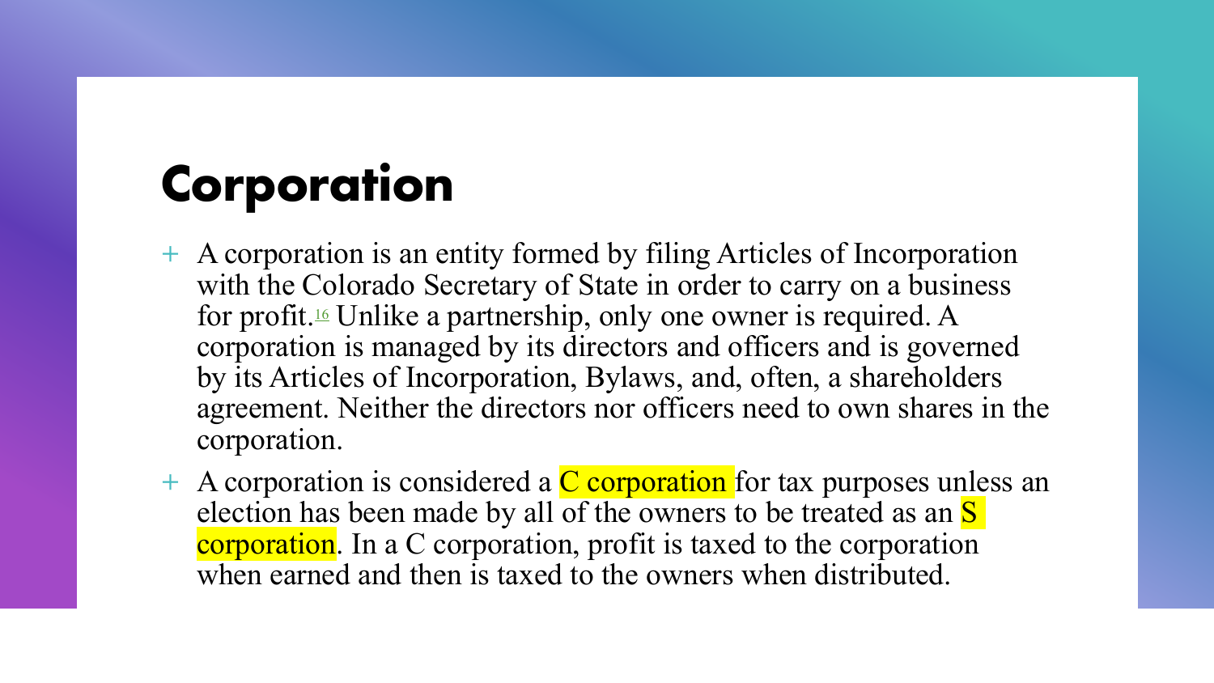# Corporation

- A corporation is an entity formed by filing Articles of Incorporation with the Colorado Secretary of State in order to carry on a business for profit.[16] Unlike a partnership, only one owner is required. A corporation is managed by its directors and officers and is governed by its Articles of Incorporation, Bylaws, and, often, a shareholders agreement. Neither the directors nor officers need to own shares in the corporation.
- A corporation is considered a C corporation for tax purposes unless an election has been made by all of the owners to be treated as an S corporation. In a C corporation, profit is taxed to the corporation when earned and then is taxed to the owners when distributed.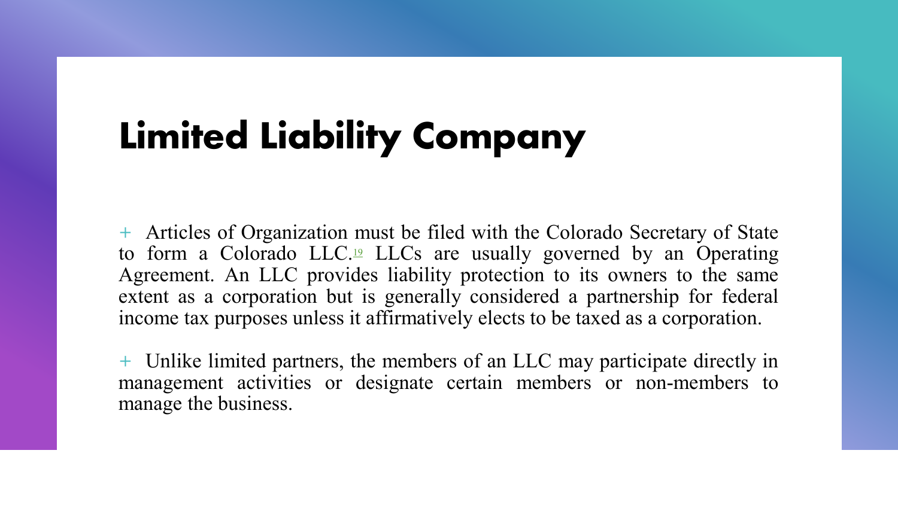# Limited Liability Company

+ Articles of Organization must be filed with the Colorado Secretary of State to form a Colorado LLC.[19] LLCs are usually governed by an Operating Agreement. An LLC provides liability protection to its owners to the same extent as a corporation but is generally considered a partnership for federal income tax purposes unless it affirmatively elects to be taxed as a corporation.

+ Unlike limited partners, the members of an LLC may participate directly in management activities or designate certain members or non-members to manage the business.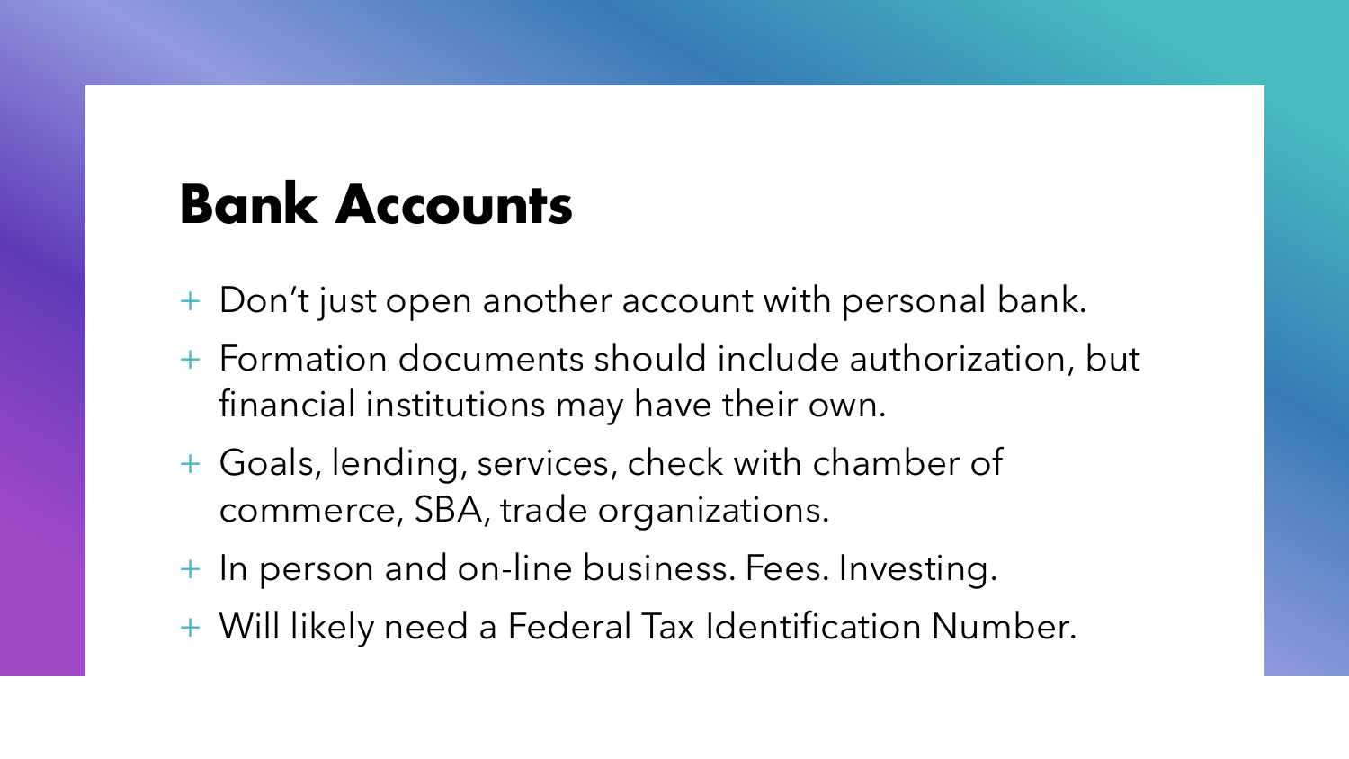# Bank Accounts

- Don't just open another account with personal bank.
- Formation documents should include authorization, but financial institutions may have their own.
- Goals, lending, services, check with chamber of commerce, SBA, trade organizations.
- In person and on-line business. Fees. Investing.
- Will likely need a Federal Tax Identification Number.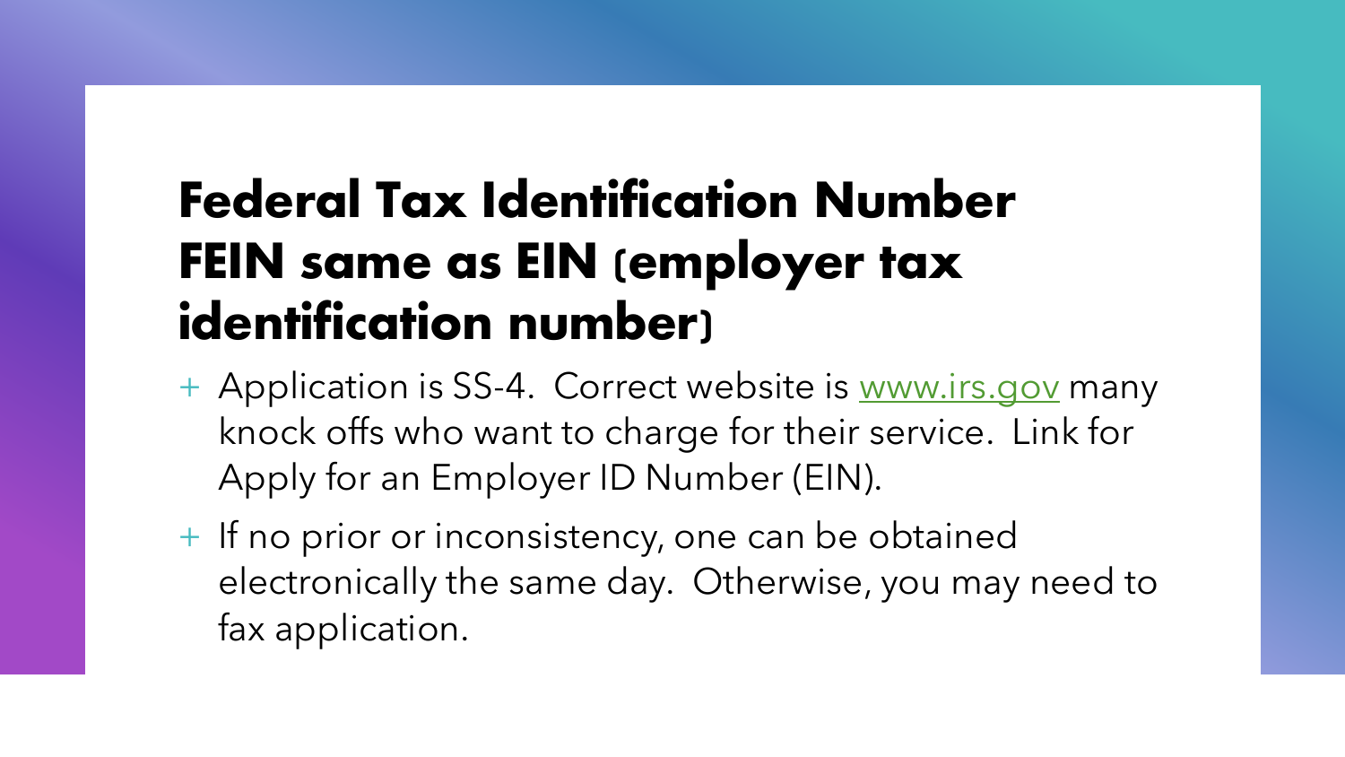# Federal Tax Identification Number FEIN same as EIN (employer tax identification number)

- Application is SS-4. Correct website is www.irs.gov many knock offs who want to charge for their service. Link for Apply for an Employer ID Number (EIN).
- If no prior or inconsistency, one can be obtained electronically the same day. Otherwise, you may need to fax application.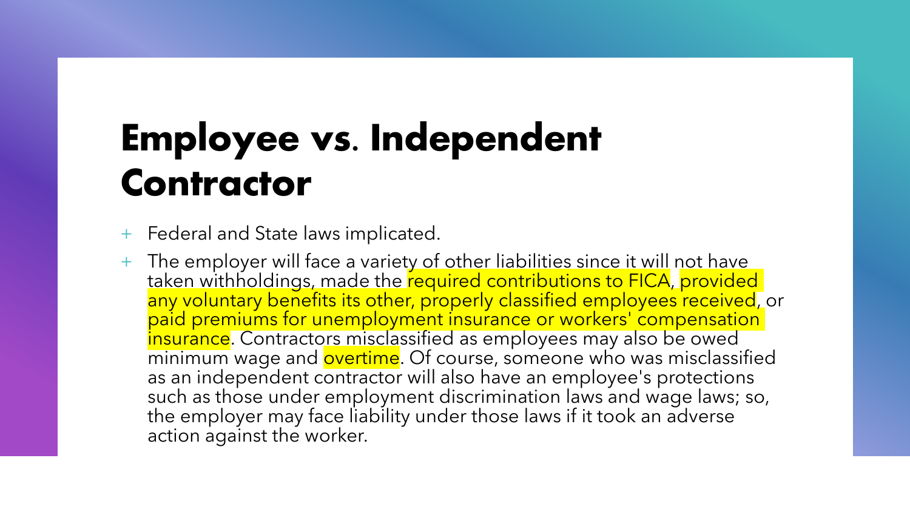# Employee vs. Independent Contractor

- Federal and State laws implicated.
- The employer will face a variety of other liabilities since it will not have taken withholdings, made the required contributions to FICA, provided any voluntary benefits its other, properly classified employees received, or paid premiums for unemployment insurance or workers' compensation insurance. Contractors misclassified as employees may also be owed minimum wage and overtime. Of course, someone who was misclassified as an independent contractor will also have an employee's protections such as those under employment discrimination laws and wage laws; so, the employer may face liability under those laws if it took an adverse action against the worker.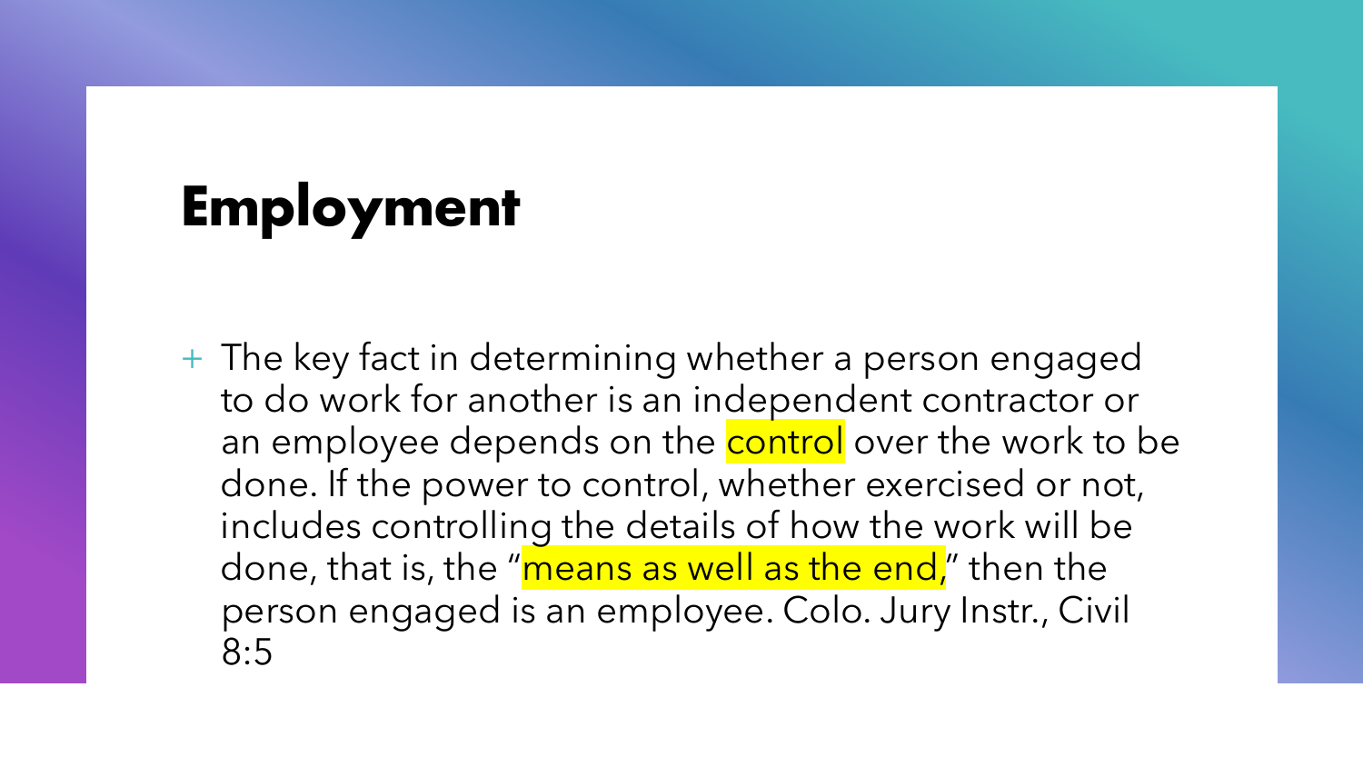# Employment

- The key fact in determining whether a person engaged to do work for another is an independent contractor or an employee depends on the control over the work to be done. If the power to control, whether exercised or not, includes controlling the details of how the work will be done, that is, the "means as well as the end," then the person engaged is an employee. Colo. Jury Instr., Civil 8:5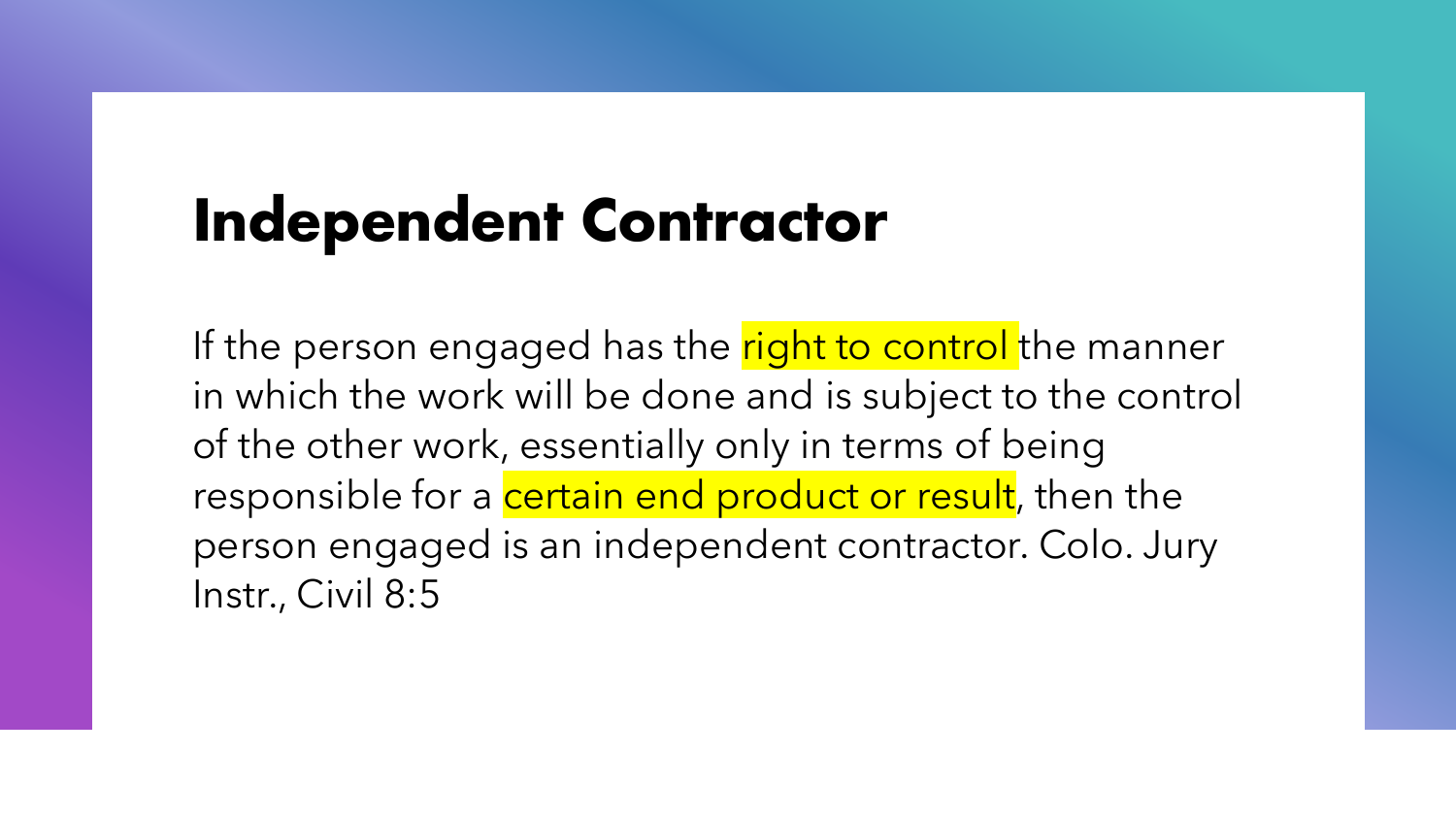# Independent Contractor

If the person engaged has the right to control the manner in which the work will be done and is subject to the control of the other work, essentially only in terms of being responsible for a certain end product or result, then the person engaged is an independent contractor. Colo. Jury Instr., Civil 8:5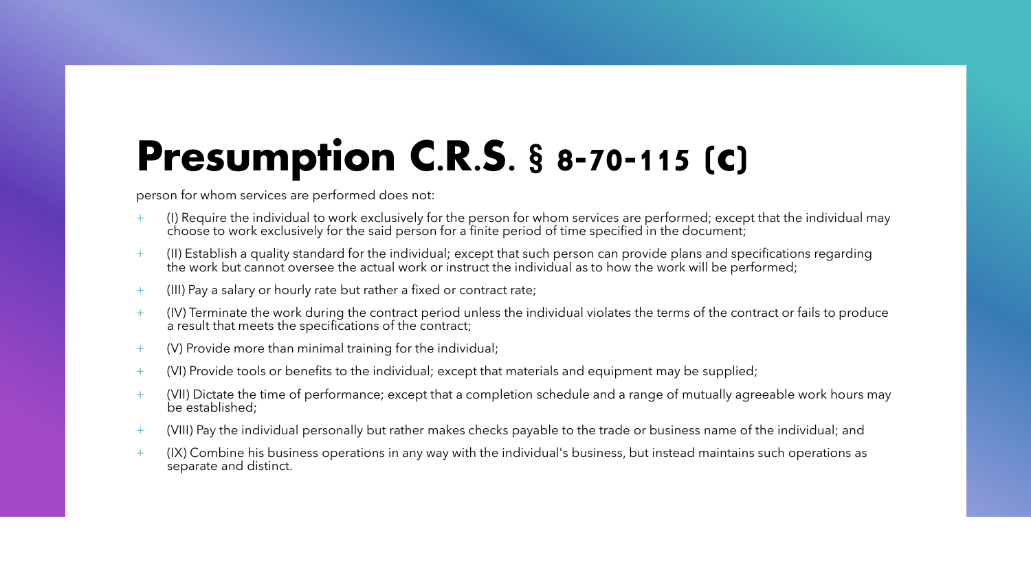# Presumption C.R.S. § 8-70-115 (c)

person for whom services are performed does not:

- (I) Require the individual to work exclusively for the person for whom services are performed; except that the individual may choose to work exclusively for the said person for a finite period of time specified in the document;
- (II) Establish a quality standard for the individual; except that such person can provide plans and specifications regarding the work but cannot oversee the actual work or instruct the individual as to how the work will be performed;
- (III) Pay a salary or hourly rate but rather a fixed or contract rate;
- (IV) Terminate the work during the contract period unless the individual violates the terms of the contract or fails to produce a result that meets the specifications of the contract;
- (V) Provide more than minimal training for the individual;
- (VI) Provide tools or benefits to the individual; except that materials and equipment may be supplied;
- (VII) Dictate the time of performance; except that a completion schedule and a range of mutually agreeable work hours may be established;
- (VIII) Pay the individual personally but rather makes checks payable to the trade or business name of the individual; and
- (IX) Combine his business operations in any way with the individual's business, but instead maintains such operations as separate and distinct.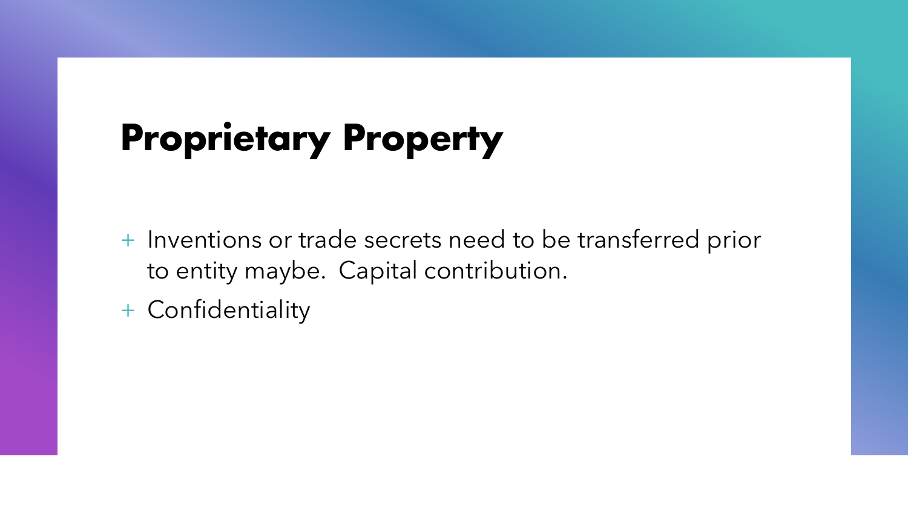# Proprietary Property

- Inventions or trade secrets need to be transferred prior to entity maybe.  Capital contribution.
- Confidentiality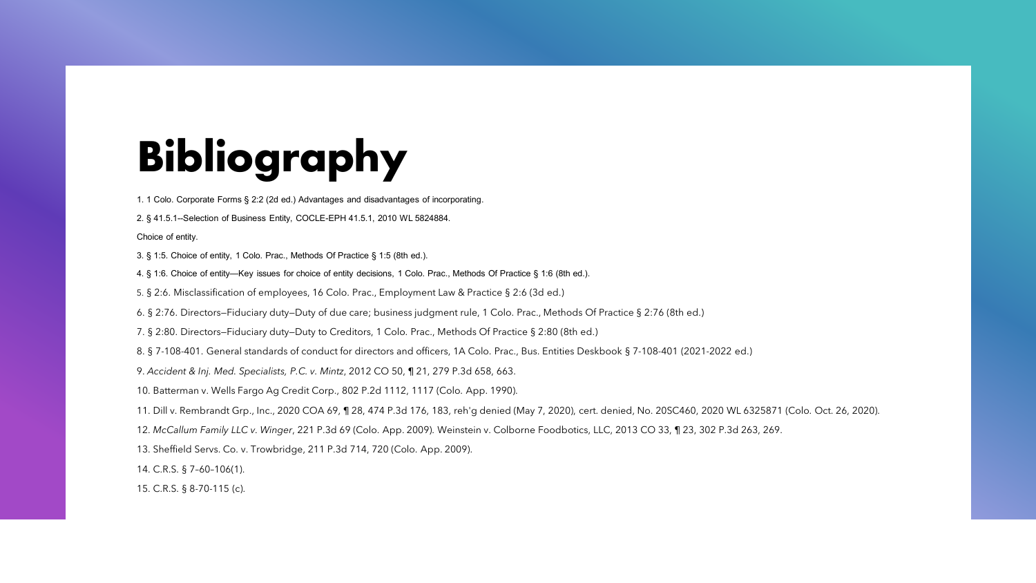# Bibliography

1. 1 Colo. Corporate Forms § 2:2 (2d ed.) Advantages and disadvantages of incorporating.

2. § 41.5.1--Selection of Business Entity, COCLE-EPH 41.5.1, 2010 WL 5824884.

Choice of entity.

3. § 1:5. Choice of entity, 1 Colo. Prac., Methods Of Practice § 1:5 (8th ed.).

4. § 1:6. Choice of entity—Key issues for choice of entity decisions, 1 Colo. Prac., Methods Of Practice § 1:6 (8th ed.).

5. § 2:6. Misclassification of employees, 16 Colo. Prac., Employment Law & Practice § 2:6 (3d ed.)

6. § 2:76. Directors—Fiduciary duty—Duty of due care; business judgment rule, 1 Colo. Prac., Methods Of Practice § 2:76 (8th ed.)

7. § 2:80. Directors—Fiduciary duty—Duty to Creditors, 1 Colo. Prac., Methods Of Practice § 2:80 (8th ed.)

8. § 7-108-401. General standards of conduct for directors and officers, 1A Colo. Prac., Bus. Entities Deskbook § 7-108-401 (2021-2022 ed.)

9. *Accident & Inj. Med. Specialists, P.C. v. Mintz*, 2012 CO 50, ¶ 21, 279 P.3d 658, 663.

10. Batterman v. Wells Fargo Ag Credit Corp., 802 P.2d 1112, 1117 (Colo. App. 1990).

11. Dill v. Rembrandt Grp., Inc., 2020 COA 69, ¶ 28, 474 P.3d 176, 183, reh'g denied (May 7, 2020), cert. denied, No. 20SC460, 2020 WL 6325871 (Colo. Oct. 26, 2020).

12. *McCallum Family LLC v. Winger*, 221 P.3d 69 (Colo. App. 2009). Weinstein v. Colborne Foodbotics, LLC, 2013 CO 33, ¶ 23, 302 P.3d 263, 269.

13. Sheffield Servs. Co. v. Trowbridge, 211 P.3d 714, 720 (Colo. App. 2009).

14. C.R.S. § 7–60–106(1).

15. C.R.S. § 8-70-115 (c).